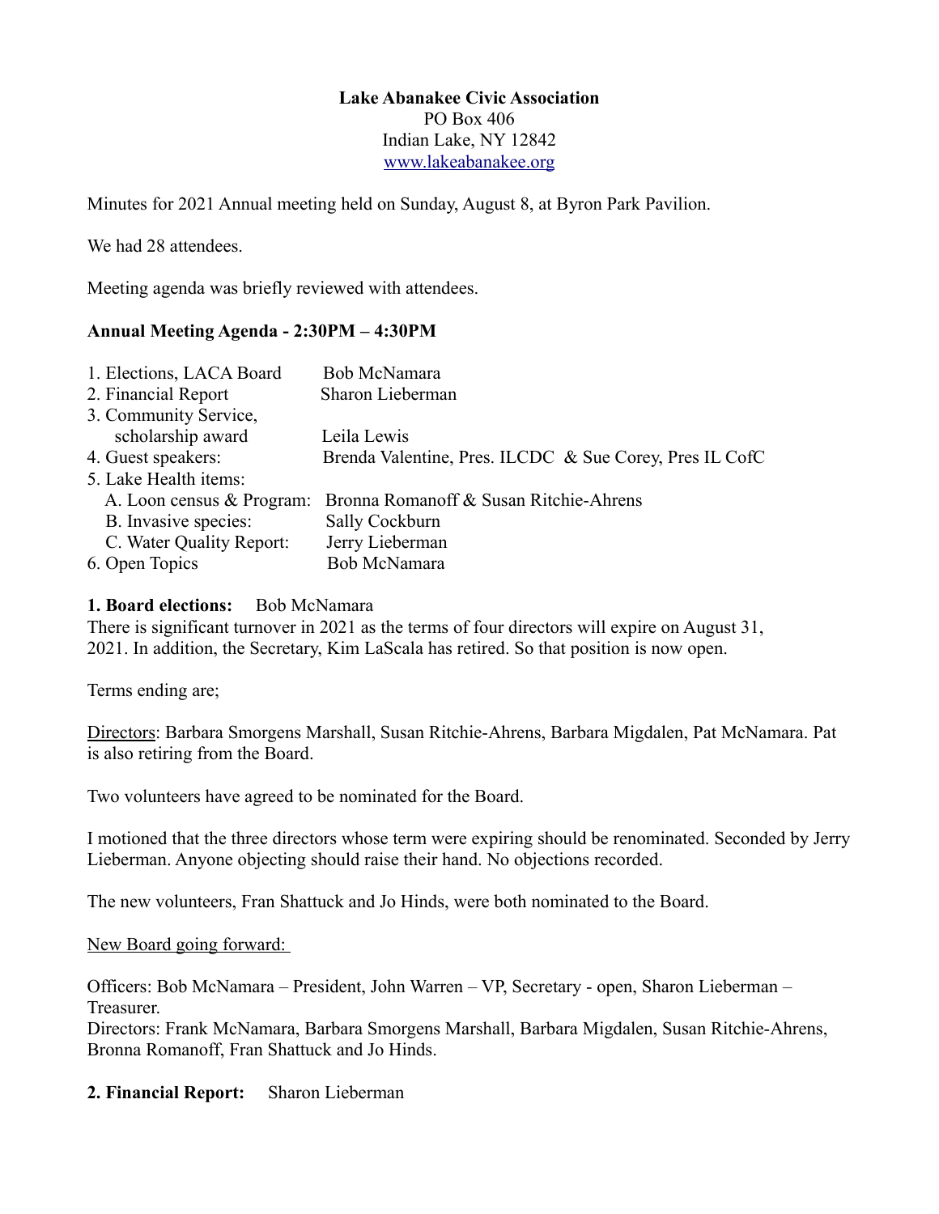**Lake Abanakee Civic Association**
PO Box 406
Indian Lake, NY 12842
www.lakeabanakee.org

Minutes for 2021 Annual meeting held on Sunday, August 8, at Byron Park Pavilion.

We had 28 attendees.

Meeting agenda was briefly reviewed with attendees.

### Annual Meeting Agenda - 2:30PM – 4:30PM

| | |
|---|---|
| 1. Elections, LACA Board | Bob McNamara |
| 2. Financial Report | Sharon Lieberman |
| 3. Community Service, scholarship award | Leila Lewis |
| 4. Guest speakers: | Brenda Valentine, Pres. ILCDC & Sue Corey, Pres IL CofC |
| 5. Lake Health items: | |
| A. Loon census & Program: | Bronna Romanoff & Susan Ritchie-Ahrens |
| B. Invasive species: | Sally Cockburn |
| C. Water Quality Report: | Jerry Lieberman |
| 6. Open Topics | Bob McNamara |

**1. Board elections:** Bob McNamara

There is significant turnover in 2021 as the terms of four directors will expire on August 31, 2021. In addition, the Secretary, Kim LaScala has retired. So that position is now open.

Terms ending are;

Directors: Barbara Smorgens Marshall, Susan Ritchie-Ahrens, Barbara Migdalen, Pat McNamara. Pat is also retiring from the Board.

Two volunteers have agreed to be nominated for the Board.

I motioned that the three directors whose term were expiring should be renominated. Seconded by Jerry Lieberman. Anyone objecting should raise their hand. No objections recorded.

The new volunteers, Fran Shattuck and Jo Hinds, were both nominated to the Board.

New Board going forward:

Officers: Bob McNamara – President, John Warren – VP, Secretary - open, Sharon Lieberman – Treasurer.
Directors: Frank McNamara, Barbara Smorgens Marshall, Barbara Migdalen, Susan Ritchie-Ahrens, Bronna Romanoff, Fran Shattuck and Jo Hinds.

**2. Financial Report:** Sharon Lieberman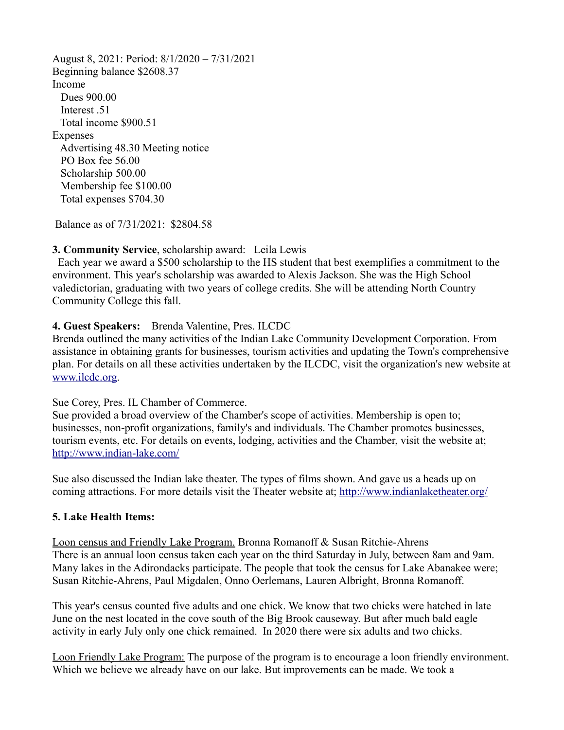August 8, 2021: Period: 8/1/2020 – 7/31/2021
Beginning balance $2608.37
Income
  Dues 900.00
  Interest .51
  Total income $900.51
Expenses
  Advertising 48.30 Meeting notice
  PO Box fee 56.00
  Scholarship 500.00
  Membership fee $100.00
  Total expenses $704.30

Balance as of 7/31/2021: $2804.58

**3. Community Service**, scholarship award: Leila Lewis

Each year we award a $500 scholarship to the HS student that best exemplifies a commitment to the environment. This year's scholarship was awarded to Alexis Jackson. She was the High School valedictorian, graduating with two years of college credits. She will be attending North Country Community College this fall.

**4. Guest Speakers:** Brenda Valentine, Pres. ILCDC

Brenda outlined the many activities of the Indian Lake Community Development Corporation. From assistance in obtaining grants for businesses, tourism activities and updating the Town's comprehensive plan. For details on all these activities undertaken by the ILCDC, visit the organization's new website at www.ilcdc.org.

Sue Corey, Pres. IL Chamber of Commerce.

Sue provided a broad overview of the Chamber's scope of activities. Membership is open to; businesses, non-profit organizations, family's and individuals. The Chamber promotes businesses, tourism events, etc. For details on events, lodging, activities and the Chamber, visit the website at; http://www.indian-lake.com/

Sue also discussed the Indian lake theater. The types of films shown. And gave us a heads up on coming attractions. For more details visit the Theater website at; http://www.indianlaketheater.org/

**5. Lake Health Items:**

Loon census and Friendly Lake Program. Bronna Romanoff & Susan Ritchie-Ahrens

There is an annual loon census taken each year on the third Saturday in July, between 8am and 9am. Many lakes in the Adirondacks participate. The people that took the census for Lake Abanakee were; Susan Ritchie-Ahrens, Paul Migdalen, Onno Oerlemans, Lauren Albright, Bronna Romanoff.

This year's census counted five adults and one chick. We know that two chicks were hatched in late June on the nest located in the cove south of the Big Brook causeway. But after much bald eagle activity in early July only one chick remained. In 2020 there were six adults and two chicks.

Loon Friendly Lake Program: The purpose of the program is to encourage a loon friendly environment. Which we believe we already have on our lake. But improvements can be made. We took a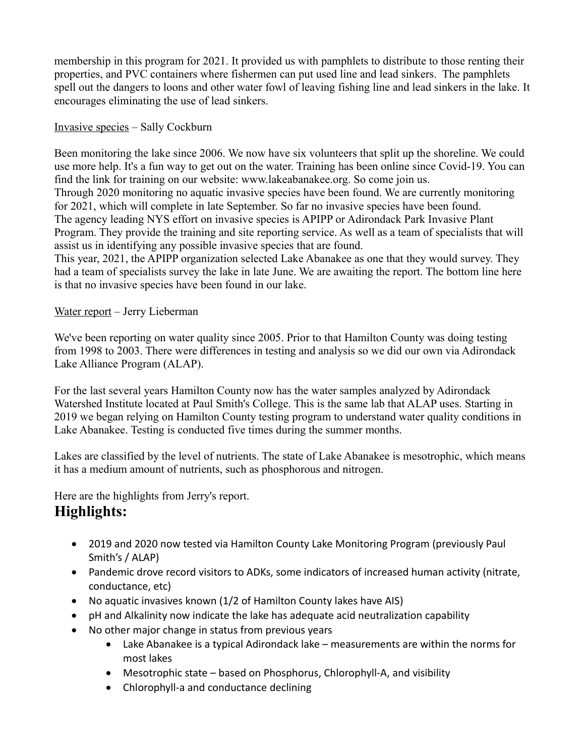membership in this program for 2021. It provided us with pamphlets to distribute to those renting their properties, and PVC containers where fishermen can put used line and lead sinkers. The pamphlets spell out the dangers to loons and other water fowl of leaving fishing line and lead sinkers in the lake. It encourages eliminating the use of lead sinkers.

<u>Invasive species</u> – Sally Cockburn

Been monitoring the lake since 2006. We now have six volunteers that split up the shoreline. We could use more help. It's a fun way to get out on the water. Training has been online since Covid-19. You can find the link for training on our website: www.lakeabanakee.org. So come join us.
Through 2020 monitoring no aquatic invasive species have been found. We are currently monitoring for 2021, which will complete in late September. So far no invasive species have been found.
The agency leading NYS effort on invasive species is APIPP or Adirondack Park Invasive Plant Program. They provide the training and site reporting service. As well as a team of specialists that will assist us in identifying any possible invasive species that are found.
This year, 2021, the APIPP organization selected Lake Abanakee as one that they would survey. They had a team of specialists survey the lake in late June. We are awaiting the report. The bottom line here is that no invasive species have been found in our lake.

<u>Water report</u> – Jerry Lieberman

We've been reporting on water quality since 2005. Prior to that Hamilton County was doing testing from 1998 to 2003. There were differences in testing and analysis so we did our own via Adirondack Lake Alliance Program (ALAP).

For the last several years Hamilton County now has the water samples analyzed by Adirondack Watershed Institute located at Paul Smith's College. This is the same lab that ALAP uses. Starting in 2019 we began relying on Hamilton County testing program to understand water quality conditions in Lake Abanakee. Testing is conducted five times during the summer months.

Lakes are classified by the level of nutrients. The state of Lake Abanakee is mesotrophic, which means it has a medium amount of nutrients, such as phosphorous and nitrogen.

Here are the highlights from Jerry's report.

## Highlights:

- 2019 and 2020 now tested via Hamilton County Lake Monitoring Program (previously Paul Smith's / ALAP)
- Pandemic drove record visitors to ADKs, some indicators of increased human activity (nitrate, conductance, etc)
- No aquatic invasives known (1/2 of Hamilton County lakes have AIS)
- pH and Alkalinity now indicate the lake has adequate acid neutralization capability
- No other major change in status from previous years
    - Lake Abanakee is a typical Adirondack lake – measurements are within the norms for most lakes
    - Mesotrophic state – based on Phosphorus, Chlorophyll-A, and visibility
    - Chlorophyll-a and conductance declining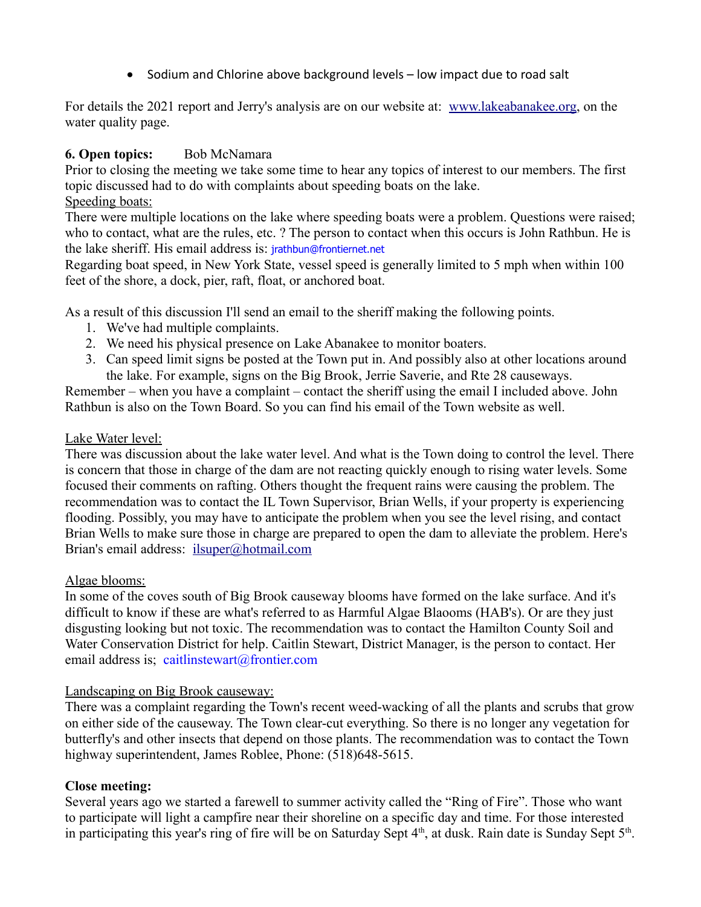- Sodium and Chlorine above background levels – low impact due to road salt

For details the 2021 report and Jerry's analysis are on our website at: [www.lakeabanakee.org](http://www.lakeabanakee.org), on the water quality page.

**6. Open topics:** Bob McNamara

Prior to closing the meeting we take some time to hear any topics of interest to our members. The first topic discussed had to do with complaints about speeding boats on the lake.

Speeding boats:

There were multiple locations on the lake where speeding boats were a problem. Questions were raised; who to contact, what are the rules, etc. ? The person to contact when this occurs is John Rathbun. He is the lake sheriff. His email address is: jrathbun@frontiernet.net

Regarding boat speed, in New York State, vessel speed is generally limited to 5 mph when within 100 feet of the shore, a dock, pier, raft, float, or anchored boat.

As a result of this discussion I'll send an email to the sheriff making the following points.

1. We've had multiple complaints.
2. We need his physical presence on Lake Abanakee to monitor boaters.
3. Can speed limit signs be posted at the Town put in. And possibly also at other locations around the lake. For example, signs on the Big Brook, Jerrie Saverie, and Rte 28 causeways.

Remember – when you have a complaint – contact the sheriff using the email I included above. John Rathbun is also on the Town Board. So you can find his email of the Town website as well.

Lake Water level:

There was discussion about the lake water level. And what is the Town doing to control the level. There is concern that those in charge of the dam are not reacting quickly enough to rising water levels. Some focused their comments on rafting. Others thought the frequent rains were causing the problem. The recommendation was to contact the IL Town Supervisor, Brian Wells, if your property is experiencing flooding. Possibly, you may have to anticipate the problem when you see the level rising, and contact Brian Wells to make sure those in charge are prepared to open the dam to alleviate the problem. Here's Brian's email address: ilsuper@hotmail.com

Algae blooms:

In some of the coves south of Big Brook causeway blooms have formed on the lake surface. And it's difficult to know if these are what's referred to as Harmful Algae Blaooms (HAB's). Or are they just disgusting looking but not toxic. The recommendation was to contact the Hamilton County Soil and Water Conservation District for help. Caitlin Stewart, District Manager, is the person to contact. Her email address is; caitlinstewart@frontier.com

Landscaping on Big Brook causeway:

There was a complaint regarding the Town's recent weed-wacking of all the plants and scrubs that grow on either side of the causeway. The Town clear-cut everything. So there is no longer any vegetation for butterfly's and other insects that depend on those plants. The recommendation was to contact the Town highway superintendent, James Roblee, Phone: (518)648-5615.

**Close meeting:**

Several years ago we started a farewell to summer activity called the "Ring of Fire". Those who want to participate will light a campfire near their shoreline on a specific day and time. For those interested in participating this year's ring of fire will be on Saturday Sept 4th, at dusk. Rain date is Sunday Sept 5th.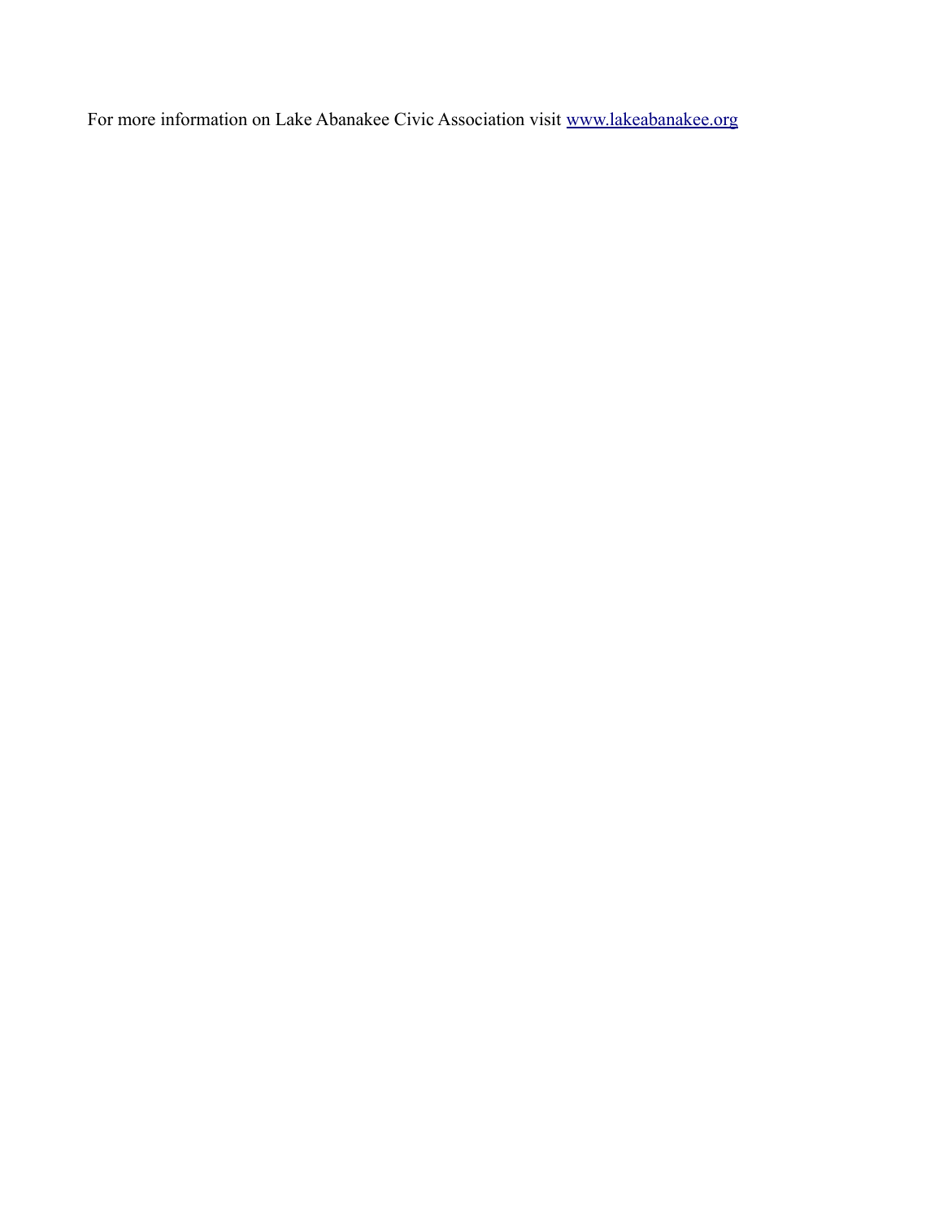For more information on Lake Abanakee Civic Association visit [www.lakeabanakee.org](http://www.lakeabanakee.org)